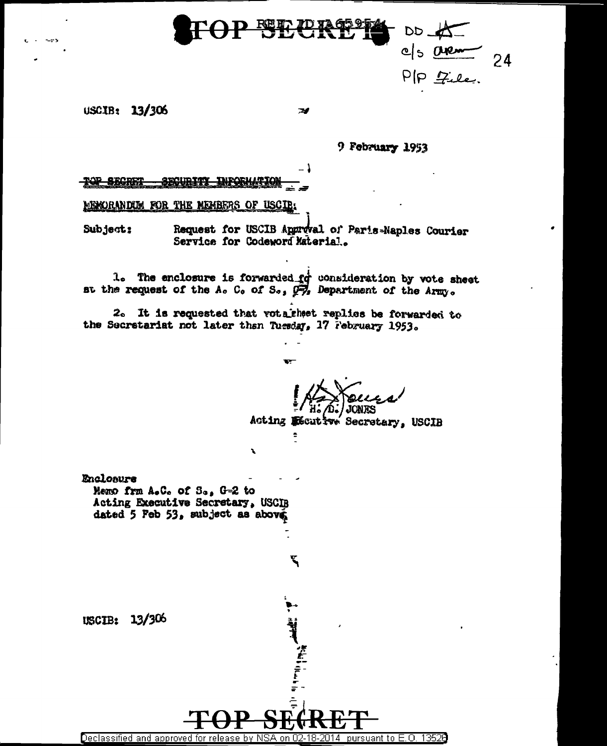TOP SECRET REF ID:A65954 DD
c/s
P/P File.

USCIB: 13/306

9 February 1953

TOP SECRET SECURITY INFORMATION

MEMORANDUM FOR THE MEMBERS OF USCIB:

Subject: Request for USCIB Approval of Paris-Naples Courier Service for Codeword Material.

1. The enclosure is forwarded for consideration by vote sheet at the request of the A. C. of S., G-2, Department of the Army.

2. It is requested that vote sheet replies be forwarded to the Secretariat not later than Tuesday, 17 February 1953.

H. D. JONES
Acting Executive Secretary, USCIB

Enclosure
Memo frm A.C. of S., G-2 to Acting Executive Secretary, USCIB dated 5 Feb 53, subject as above.

USCIB: 13/306

TOP SECRET

Declassified and approved for release by NSA on 02-18-2014 pursuant to E.O. 13526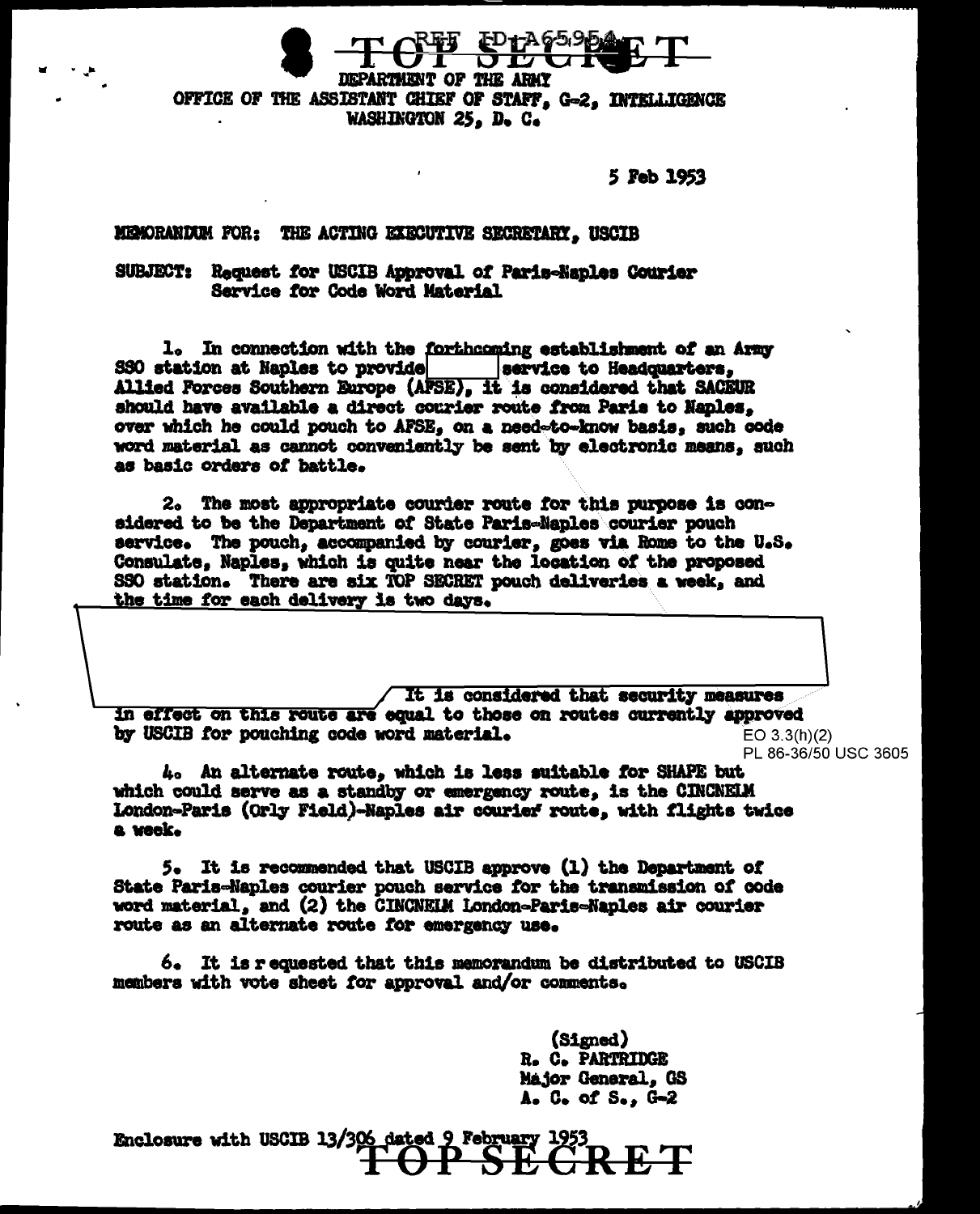REF ID:A65954

TOP SECRET

DEPARTMENT OF THE ARMY
OFFICE OF THE ASSISTANT CHIEF OF STAFF, G-2, INTELLIGENCE
WASHINGTON 25, D. C.

5 Feb 1953

MEMORANDUM FOR: THE ACTING EXECUTIVE SECRETARY, USCIB

SUBJECT: Request for USCIB Approval of Paris-Naples Courier Service for Code Word Material

1. In connection with the forthcoming establishment of an Army SSO station at Naples to provide [ ] service to Headquarters, Allied Forces Southern Europe (AFSE), it is considered that SACEUR should have available a direct courier route from Paris to Naples, over which he could pouch to AFSE, on a need-to-know basis, such code word material as cannot conveniently be sent by electronic means, such as basic orders of battle.

2. The most appropriate courier route for this purpose is considered to be the Department of State Paris-Naples courier pouch service. The pouch, accompanied by courier, goes via Rome to the U.S. Consulate, Naples, which is quite near the location of the proposed SSO station. There are six TOP SECRET pouch deliveries a week, and the time for each delivery is two days.

[ ] It is considered that security measures in effect on this route are equal to those on routes currently approved by USCIB for pouching code word material.

EO 3.3(h)(2)
PL 86-36/50 USC 3605

4. An alternate route, which is less suitable for SHAPE but which could serve as a standby or emergency route, is the CINCNELM London-Paris (Orly Field)-Naples air courier route, with flights twice a week.

5. It is recommended that USCIB approve (1) the Department of State Paris-Naples courier pouch service for the transmission of code word material, and (2) the CINCNELM London-Paris-Naples air courier route as an alternate route for emergency use.

6. It is requested that this memorandum be distributed to USCIB members with vote sheet for approval and/or comments.

(Signed)
R. C. PARTRIDGE
Major General, GS
A. C. of S., G-2

Enclosure with USCIB 13/306 dated 9 February 1953

TOP SECRET